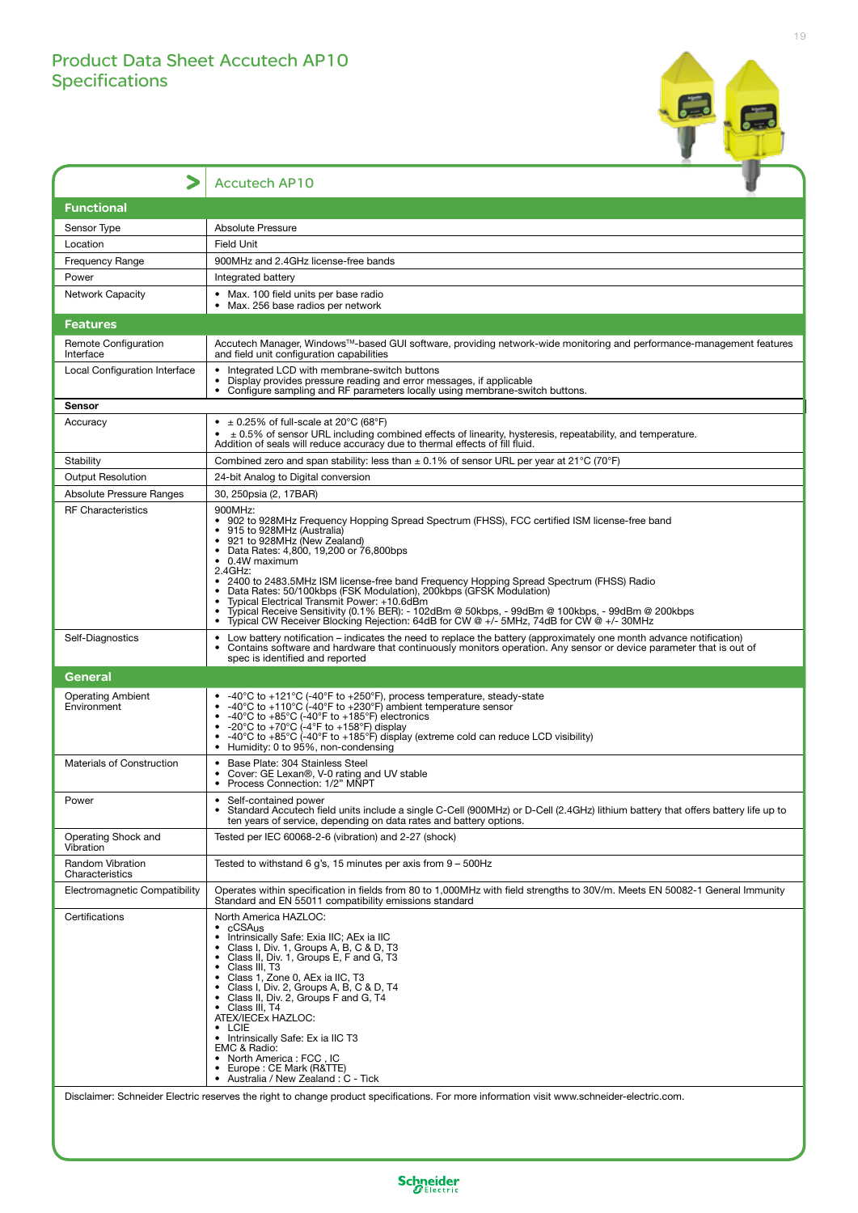# Product Data Sheet Accutech AP10
## Specifications

| | Accutech AP10 |
|---|---|
| **Functional** | |
| Sensor Type | Absolute Pressure |
| Location | Field Unit |
| Frequency Range | 900MHz and 2.4GHz license-free bands |
| Power | Integrated battery |
| Network Capacity | • Max. 100 field units per base radio<br>• Max. 256 base radios per network |
| **Features** | |
| Remote Configuration Interface | Accutech Manager, Windows™-based GUI software, providing network-wide monitoring and performance-management features and field unit configuration capabilities |
| Local Configuration Interface | • Integrated LCD with membrane-switch buttons<br>• Display provides pressure reading and error messages, if applicable<br>• Configure sampling and RF parameters locally using membrane-switch buttons. |
| **Sensor** | |
| Accuracy | • ± 0.25% of full-scale at 20°C (68°F)<br>• ± 0.5% of sensor URL including combined effects of linearity, hysteresis, repeatability, and temperature. Addition of seals will reduce accuracy due to thermal effects of fill fluid. |
| Stability | Combined zero and span stability: less than ± 0.1% of sensor URL per year at 21°C (70°F) |
| Output Resolution | 24-bit Analog to Digital conversion |
| Absolute Pressure Ranges | 30, 250psia (2, 17BAR) |
| RF Characteristics | 900MHz:<br>• 902 to 928MHz Frequency Hopping Spread Spectrum (FHSS), FCC certified ISM license-free band<br>• 915 to 928MHz (Australia)<br>• 921 to 928MHz (New Zealand)<br>• Data Rates: 4,800, 19,200 or 76,800bps<br>• 0.4W maximum<br>2.4GHz:<br>• 2400 to 2483.5MHz ISM license-free band Frequency Hopping Spread Spectrum (FHSS) Radio<br>• Data Rates: 50/100kbps (FSK Modulation), 200kbps (GFSK Modulation)<br>• Typical Electrical Transmit Power: +10.6dBm<br>• Typical Receive Sensitivity (0.1% BER): - 102dBm @ 50kbps, - 99dBm @ 100kbps, - 99dBm @ 200kbps<br>• Typical CW Receiver Blocking Rejection: 64dB for CW @ +/- 5MHz, 74dB for CW @ +/- 30MHz |
| Self-Diagnostics | • Low battery notification – indicates the need to replace the battery (approximately one month advance notification)<br>• Contains software and hardware that continuously monitors operation. Any sensor or device parameter that is out of spec is identified and reported |
| **General** | |
| Operating Ambient Environment | • -40°C to +121°C (-40°F to +250°F), process temperature, steady-state<br>• -40°C to +110°C (-40°F to +230°F) ambient temperature sensor<br>• -40°C to +85°C (-40°F to +185°F) electronics<br>• -20°C to +70°C (-4°F to +158°F) display<br>• -40°C to +85°C (-40°F to +185°F) display (extreme cold can reduce LCD visibility)<br>• Humidity: 0 to 95%, non-condensing |
| Materials of Construction | • Base Plate: 304 Stainless Steel<br>• Cover: GE Lexan®, V-0 rating and UV stable<br>• Process Connection: 1/2" MNPT |
| Power | • Self-contained power<br>• Standard Accutech field units include a single C-Cell (900MHz) or D-Cell (2.4GHz) lithium battery that offers battery life up to ten years of service, depending on data rates and battery options. |
| Operating Shock and Vibration | Tested per IEC 60068-2-6 (vibration) and 2-27 (shock) |
| Random Vibration Characteristics | Tested to withstand 6 g's, 15 minutes per axis from 9 – 500Hz |
| Electromagnetic Compatibility | Operates within specification in fields from 80 to 1,000MHz with field strengths to 30V/m. Meets EN 50082-1 General Immunity Standard and EN 55011 compatibility emissions standard |
| Certifications | North America HAZLOC:<br>• cCSAus<br>• Intrinsically Safe: Exia IIC; AEx ia IIC<br>• Class I, Div. 1, Groups A, B, C & D, T3<br>• Class II, Div. 1, Groups E, F and G, T3<br>• Class III, T3<br>• Class 1, Zone 0, AEx ia IIC, T3<br>• Class I, Div. 2, Groups A, B, C & D, T4<br>• Class II, Div. 2, Groups F and G, T4<br>• Class III, T4<br>ATEX/IECEx HAZLOC:<br>• LCIE<br>• Intrinsically Safe: Ex ia IIC T3<br>EMC & Radio:<br>• North America : FCC , IC<br>• Europe : CE Mark (R&TTE)<br>• Australia / New Zealand : C - Tick |

Disclaimer: Schneider Electric reserves the right to change product specifications. For more information visit www.schneider-electric.com.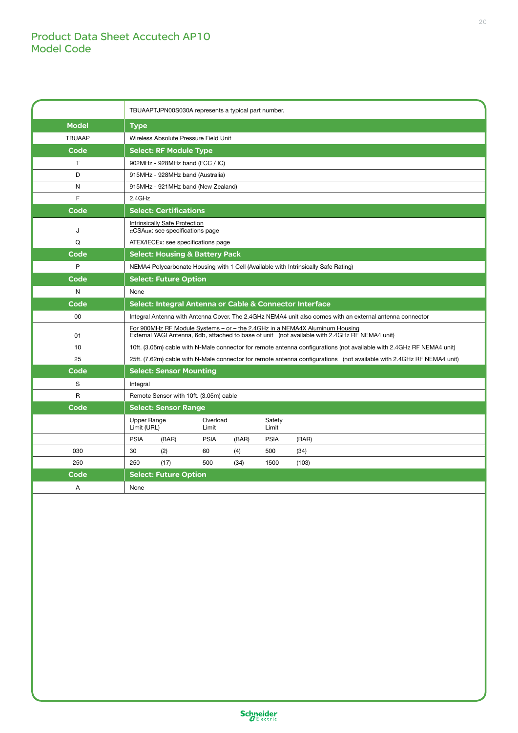# Product Data Sheet Accutech AP10
## Model Code

| | TBUAAPTJPN00S030A represents a typical part number. | | | | | |
|---|---|---|---|---|---|---|
| **Model** | **Type** | | | | | |
| TBUAAP | Wireless Absolute Pressure Field Unit | | | | | |
| **Code** | **Select: RF Module Type** | | | | | |
| T | 902MHz - 928MHz band (FCC / IC) | | | | | |
| D | 915MHz - 928MHz band (Australia) | | | | | |
| N | 915MHz - 921MHz band (New Zealand) | | | | | |
| F | 2.4GHz | | | | | |
| **Code** | **Select: Certifications** | | | | | |
| J | Intrinsically Safe Protection<br>cCSAus: see specifications page | | | | | |
| Q | ATEX/IECEx: see specifications page | | | | | |
| **Code** | **Select: Housing & Battery Pack** | | | | | |
| P | NEMA4 Polycarbonate Housing with 1 Cell (Available with Intrinsically Safe Rating) | | | | | |
| **Code** | **Select: Future Option** | | | | | |
| N | None | | | | | |
| **Code** | **Select: Integral Antenna or Cable & Connector Interface** | | | | | |
| 00 | Integral Antenna with Antenna Cover. The 2.4GHz NEMA4 unit also comes with an external antenna connector | | | | | |
| 01 | For 900MHz RF Module Systems – or – the 2.4GHz in a NEMA4X Aluminum Housing<br>External YAGI Antenna, 6db, attached to base of unit (not available with 2.4GHz RF NEMA4 unit) | | | | | |
| 10 | 10ft. (3.05m) cable with N-Male connector for remote antenna configurations (not available with 2.4GHz RF NEMA4 unit) | | | | | |
| 25 | 25ft. (7.62m) cable with N-Male connector for remote antenna configurations (not available with 2.4GHz RF NEMA4 unit) | | | | | |
| **Code** | **Select: Sensor Mounting** | | | | | |
| S | Integral | | | | | |
| R | Remote Sensor with 10ft. (3.05m) cable | | | | | |
| **Code** | **Select: Sensor Range** | | | | | |
| | Upper Range Limit (URL) | | Overload Limit | | Safety Limit | |
| | PSIA | (BAR) | PSIA | (BAR) | PSIA | (BAR) |
| 030 | 30 | (2) | 60 | (4) | 500 | (34) |
| 250 | 250 | (17) | 500 | (34) | 1500 | (103) |
| **Code** | **Select: Future Option** | | | | | |
| A | None | | | | | |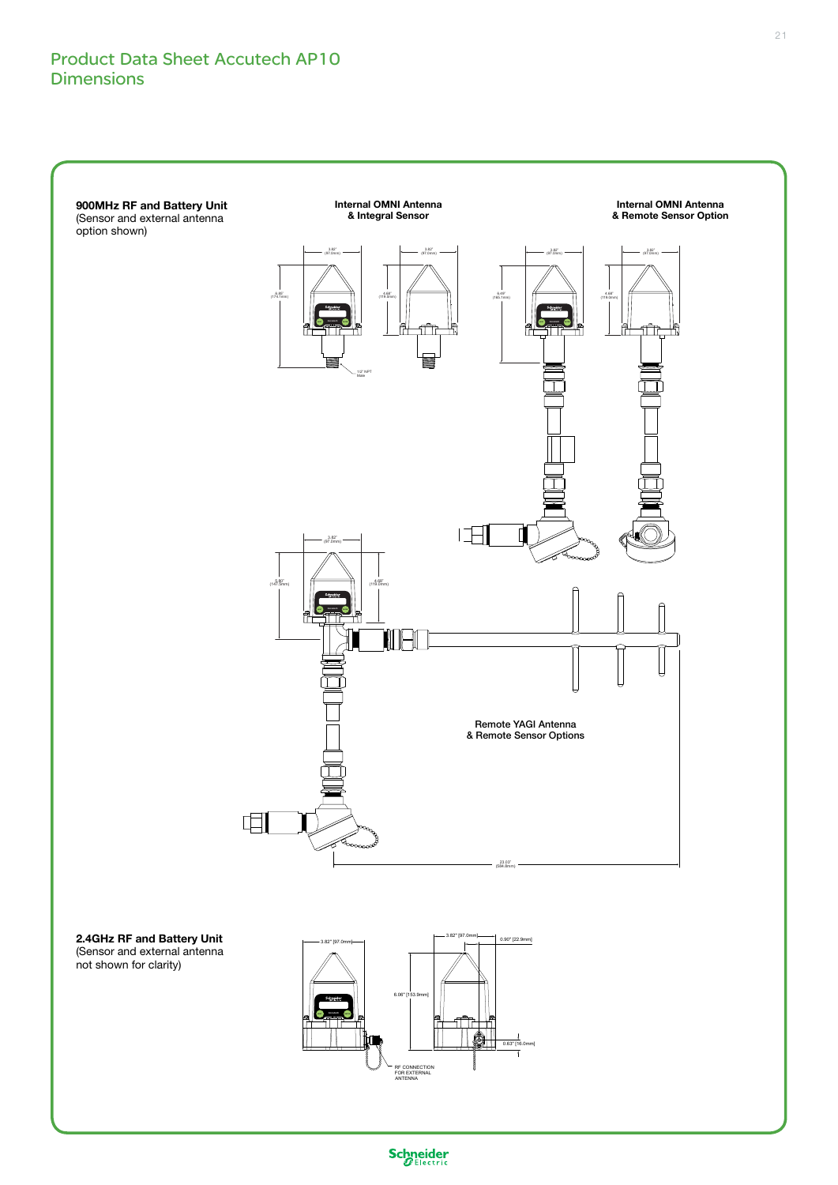# Product Data Sheet Accutech AP10
# Dimensions

**900MHz RF and Battery Unit**
(Sensor and external antenna option shown)

**Internal OMNI Antenna & Integral Sensor**

**Internal OMNI Antenna & Remote Sensor Option**

3.82"
(97.0mm)

6.90"
(174.1mm)

4.68"
(118.8mm)

6.49"
(165.1mm)

1/2" NPT Male

5.80"
(147.3mm)

4.68"
(118.8mm)

**Remote YAGI Antenna & Remote Sensor Options**

23.03"
(584.8mm)

**2.4GHz RF and Battery Unit**
(Sensor and external antenna not shown for clarity)

3.82" [97.0mm]

0.90" [22.9mm]

6.06" [153.9mm]

0.63" [16.0mm]

RF CONNECTION FOR EXTERNAL ANTENNA